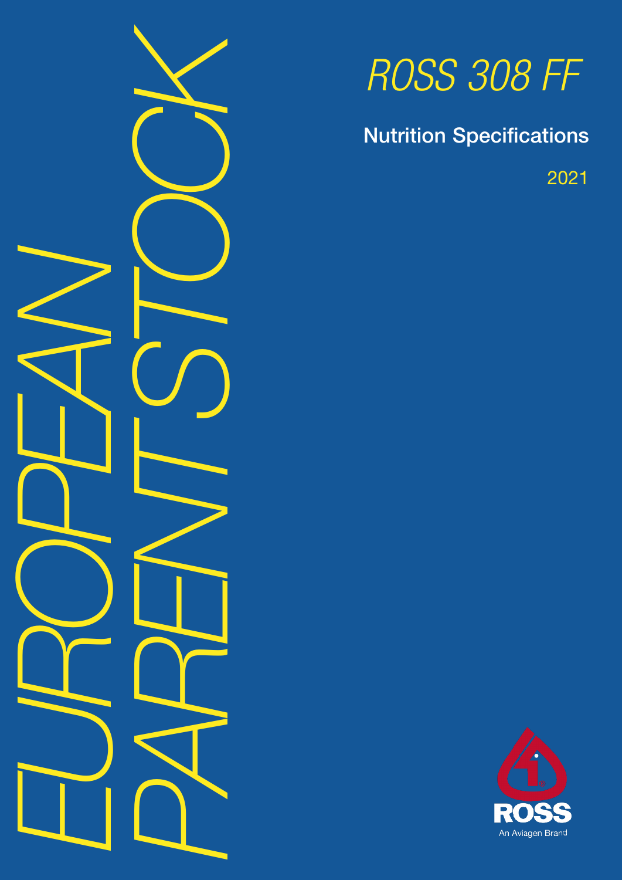# EUROPEAN PARENT STOCK

# *ROSS 308 FF*

## Nutrition Specifications

2021

ROSS

An Aviagen Brand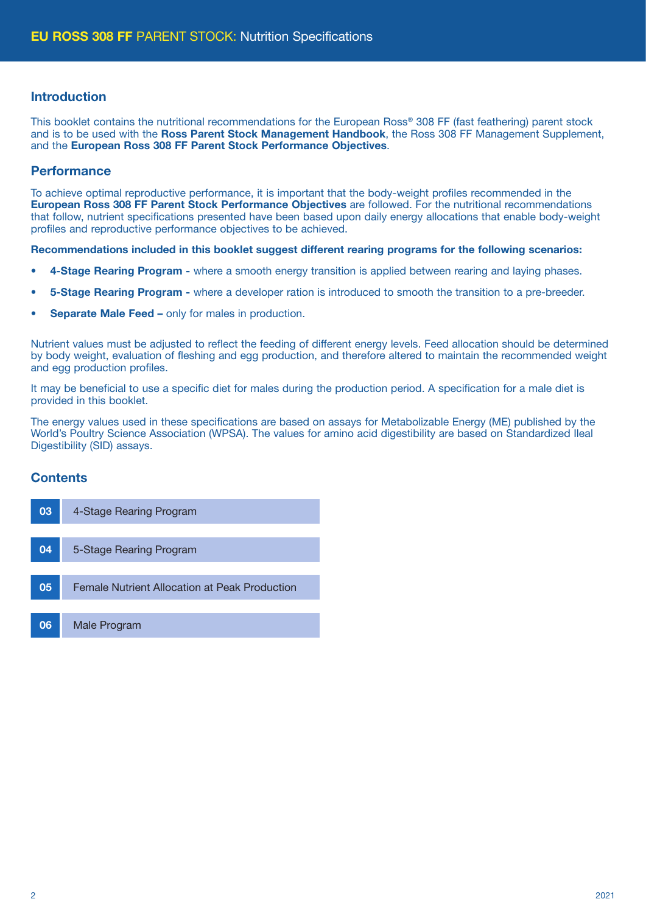# EU ROSS 308 FF PARENT STOCK: Nutrition Specifications

## Introduction

This booklet contains the nutritional recommendations for the European Ross® 308 FF (fast feathering) parent stock and is to be used with the **Ross Parent Stock Management Handbook**, the Ross 308 FF Management Supplement, and the **European Ross 308 FF Parent Stock Performance Objectives**.

## Performance

To achieve optimal reproductive performance, it is important that the body-weight profiles recommended in the **European Ross 308 FF Parent Stock Performance Objectives** are followed. For the nutritional recommendations that follow, nutrient specifications presented have been based upon daily energy allocations that enable body-weight profiles and reproductive performance objectives to be achieved.

**Recommendations included in this booklet suggest different rearing programs for the following scenarios:**

- **4-Stage Rearing Program -** where a smooth energy transition is applied between rearing and laying phases.
- **5-Stage Rearing Program -** where a developer ration is introduced to smooth the transition to a pre-breeder.
- **Separate Male Feed –** only for males in production.

Nutrient values must be adjusted to reflect the feeding of different energy levels. Feed allocation should be determined by body weight, evaluation of fleshing and egg production, and therefore altered to maintain the recommended weight and egg production profiles.

It may be beneficial to use a specific diet for males during the production period. A specification for a male diet is provided in this booklet.

The energy values used in these specifications are based on assays for Metabolizable Energy (ME) published by the World's Poultry Science Association (WPSA). The values for amino acid digestibility are based on Standardized Ileal Digestibility (SID) assays.

## Contents

| | |
|---|---|
| 03 | 4-Stage Rearing Program |
| 04 | 5-Stage Rearing Program |
| 05 | Female Nutrient Allocation at Peak Production |
| 06 | Male Program |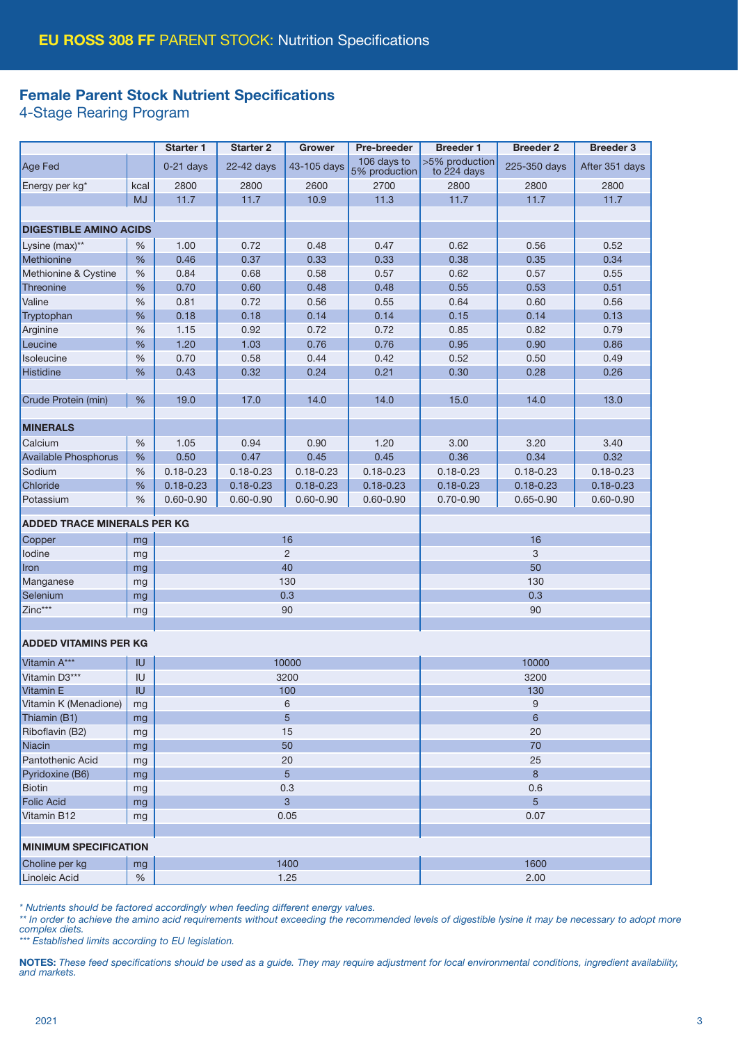## EU ROSS 308 FF PARENT STOCK: Nutrition Specifications

### Female Parent Stock Nutrient Specifications

4-Stage Rearing Program

| | | Starter 1 | Starter 2 | Grower | Pre-breeder | Breeder 1 | Breeder 2 | Breeder 3 |
|---|---|---|---|---|---|---|---|---|
| Age Fed | | 0-21 days | 22-42 days | 43-105 days | 106 days to 5% production | >5% production to 224 days | 225-350 days | After 351 days |
| Energy per kg* | kcal | 2800 | 2800 | 2600 | 2700 | 2800 | 2800 | 2800 |
| | MJ | 11.7 | 11.7 | 10.9 | 11.3 | 11.7 | 11.7 | 11.7 |
| **DIGESTIBLE AMINO ACIDS** | | | | | | | | |
| Lysine (max)** | % | 1.00 | 0.72 | 0.48 | 0.47 | 0.62 | 0.56 | 0.52 |
| Methionine | % | 0.46 | 0.37 | 0.33 | 0.33 | 0.38 | 0.35 | 0.34 |
| Methionine & Cystine | % | 0.84 | 0.68 | 0.58 | 0.57 | 0.62 | 0.57 | 0.55 |
| Threonine | % | 0.70 | 0.60 | 0.48 | 0.48 | 0.55 | 0.53 | 0.51 |
| Valine | % | 0.81 | 0.72 | 0.56 | 0.55 | 0.64 | 0.60 | 0.56 |
| Tryptophan | % | 0.18 | 0.18 | 0.14 | 0.14 | 0.15 | 0.14 | 0.13 |
| Arginine | % | 1.15 | 0.92 | 0.72 | 0.72 | 0.85 | 0.82 | 0.79 |
| Leucine | % | 1.20 | 1.03 | 0.76 | 0.76 | 0.95 | 0.90 | 0.86 |
| Isoleucine | % | 0.70 | 0.58 | 0.44 | 0.42 | 0.52 | 0.50 | 0.49 |
| Histidine | % | 0.43 | 0.32 | 0.24 | 0.21 | 0.30 | 0.28 | 0.26 |
| Crude Protein (min) | % | 19.0 | 17.0 | 14.0 | 14.0 | 15.0 | 14.0 | 13.0 |
| **MINERALS** | | | | | | | | |
| Calcium | % | 1.05 | 0.94 | 0.90 | 1.20 | 3.00 | 3.20 | 3.40 |
| Available Phosphorus | % | 0.50 | 0.47 | 0.45 | 0.45 | 0.36 | 0.34 | 0.32 |
| Sodium | % | 0.18-0.23 | 0.18-0.23 | 0.18-0.23 | 0.18-0.23 | 0.18-0.23 | 0.18-0.23 | 0.18-0.23 |
| Chloride | % | 0.18-0.23 | 0.18-0.23 | 0.18-0.23 | 0.18-0.23 | 0.18-0.23 | 0.18-0.23 | 0.18-0.23 |
| Potassium | % | 0.60-0.90 | 0.60-0.90 | 0.60-0.90 | 0.60-0.90 | 0.70-0.90 | 0.65-0.90 | 0.60-0.90 |
| **ADDED TRACE MINERALS PER KG** | | | | | | | | |
| Copper | mg | 16 | | | | 16 | | |
| Iodine | mg | 2 | | | | 3 | | |
| Iron | mg | 40 | | | | 50 | | |
| Manganese | mg | 130 | | | | 130 | | |
| Selenium | mg | 0.3 | | | | 0.3 | | |
| Zinc*** | mg | 90 | | | | 90 | | |
| **ADDED VITAMINS PER KG** | | | | | | | | |
| Vitamin A*** | IU | 10000 | | | | 10000 | | |
| Vitamin D3*** | IU | 3200 | | | | 3200 | | |
| Vitamin E | IU | 100 | | | | 130 | | |
| Vitamin K (Menadione) | mg | 6 | | | | 9 | | |
| Thiamin (B1) | mg | 5 | | | | 6 | | |
| Riboflavin (B2) | mg | 15 | | | | 20 | | |
| Niacin | mg | 50 | | | | 70 | | |
| Pantothenic Acid | mg | 20 | | | | 25 | | |
| Pyridoxine (B6) | mg | 5 | | | | 8 | | |
| Biotin | mg | 0.3 | | | | 0.6 | | |
| Folic Acid | mg | 3 | | | | 5 | | |
| Vitamin B12 | mg | 0.05 | | | | 0.07 | | |
| **MINIMUM SPECIFICATION** | | | | | | | | |
| Choline per kg | mg | 1400 | | | | 1600 | | |
| Linoleic Acid | % | 1.25 | | | | 2.00 | | |

*\* Nutrients should be factored accordingly when feeding different energy values.*

*\*\* In order to achieve the amino acid requirements without exceeding the recommended levels of digestible lysine it may be necessary to adopt more complex diets.*

*\*\*\* Established limits according to EU legislation.*

**NOTES:** *These feed specifications should be used as a guide. They may require adjustment for local environmental conditions, ingredient availability, and markets.*

2021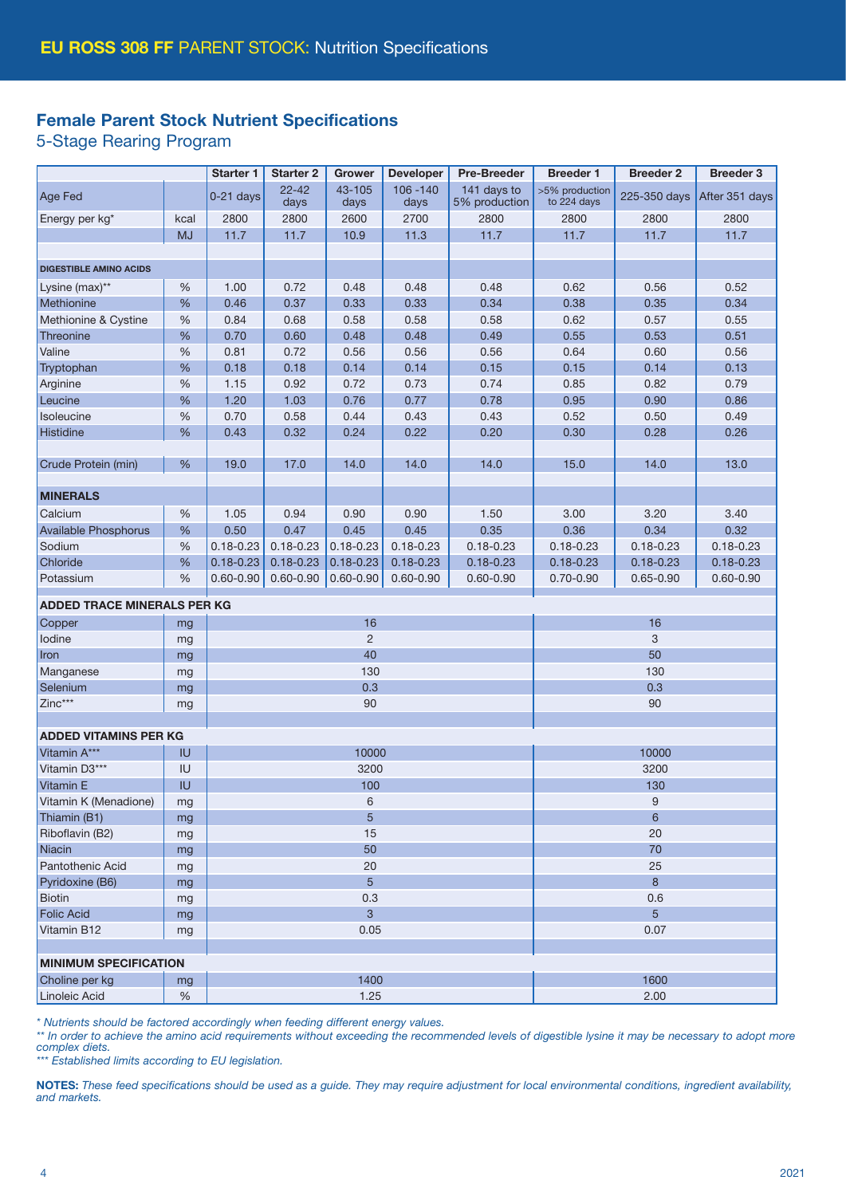**EU ROSS 308 FF** PARENT STOCK: Nutrition Specifications

## Female Parent Stock Nutrient Specifications

### 5-Stage Rearing Program

| | | Starter 1 | Starter 2 | Grower | Developer | Pre-Breeder | Breeder 1 | Breeder 2 | Breeder 3 |
|---|---|---|---|---|---|---|---|---|---|
| Age Fed | | 0-21 days | 22-42 days | 43-105 days | 106 -140 days | 141 days to 5% production | >5% production to 224 days | 225-350 days | After 351 days |
| Energy per kg* | kcal | 2800 | 2800 | 2600 | 2700 | 2800 | 2800 | 2800 | 2800 |
| | MJ | 11.7 | 11.7 | 10.9 | 11.3 | 11.7 | 11.7 | 11.7 | 11.7 |
| **DIGESTIBLE AMINO ACIDS** | | | | | | | | | |
| Lysine (max)** | % | 1.00 | 0.72 | 0.48 | 0.48 | 0.48 | 0.62 | 0.56 | 0.52 |
| Methionine | % | 0.46 | 0.37 | 0.33 | 0.33 | 0.34 | 0.38 | 0.35 | 0.34 |
| Methionine & Cystine | % | 0.84 | 0.68 | 0.58 | 0.58 | 0.58 | 0.62 | 0.57 | 0.55 |
| Threonine | % | 0.70 | 0.60 | 0.48 | 0.48 | 0.49 | 0.55 | 0.53 | 0.51 |
| Valine | % | 0.81 | 0.72 | 0.56 | 0.56 | 0.56 | 0.64 | 0.60 | 0.56 |
| Tryptophan | % | 0.18 | 0.18 | 0.14 | 0.14 | 0.15 | 0.15 | 0.14 | 0.13 |
| Arginine | % | 1.15 | 0.92 | 0.72 | 0.73 | 0.74 | 0.85 | 0.82 | 0.79 |
| Leucine | % | 1.20 | 1.03 | 0.76 | 0.77 | 0.78 | 0.95 | 0.90 | 0.86 |
| Isoleucine | % | 0.70 | 0.58 | 0.44 | 0.43 | 0.43 | 0.52 | 0.50 | 0.49 |
| Histidine | % | 0.43 | 0.32 | 0.24 | 0.22 | 0.20 | 0.30 | 0.28 | 0.26 |
| Crude Protein (min) | % | 19.0 | 17.0 | 14.0 | 14.0 | 14.0 | 15.0 | 14.0 | 13.0 |
| **MINERALS** | | | | | | | | | |
| Calcium | % | 1.05 | 0.94 | 0.90 | 0.90 | 1.50 | 3.00 | 3.20 | 3.40 |
| Available Phosphorus | % | 0.50 | 0.47 | 0.45 | 0.45 | 0.35 | 0.36 | 0.34 | 0.32 |
| Sodium | % | 0.18-0.23 | 0.18-0.23 | 0.18-0.23 | 0.18-0.23 | 0.18-0.23 | 0.18-0.23 | 0.18-0.23 | 0.18-0.23 |
| Chloride | % | 0.18-0.23 | 0.18-0.23 | 0.18-0.23 | 0.18-0.23 | 0.18-0.23 | 0.18-0.23 | 0.18-0.23 | 0.18-0.23 |
| Potassium | % | 0.60-0.90 | 0.60-0.90 | 0.60-0.90 | 0.60-0.90 | 0.60-0.90 | 0.70-0.90 | 0.65-0.90 | 0.60-0.90 |
| **ADDED TRACE MINERALS PER KG** | | | | | | | | | |
| Copper | mg | 16 | | | | | 16 | | |
| Iodine | mg | 2 | | | | | 3 | | |
| Iron | mg | 40 | | | | | 50 | | |
| Manganese | mg | 130 | | | | | 130 | | |
| Selenium | mg | 0.3 | | | | | 0.3 | | |
| Zinc*** | mg | 90 | | | | | 90 | | |
| **ADDED VITAMINS PER KG** | | | | | | | | | |
| Vitamin A*** | IU | 10000 | | | | | 10000 | | |
| Vitamin D3*** | IU | 3200 | | | | | 3200 | | |
| Vitamin E | IU | 100 | | | | | 130 | | |
| Vitamin K (Menadione) | mg | 6 | | | | | 9 | | |
| Thiamin (B1) | mg | 5 | | | | | 6 | | |
| Riboflavin (B2) | mg | 15 | | | | | 20 | | |
| Niacin | mg | 50 | | | | | 70 | | |
| Pantothenic Acid | mg | 20 | | | | | 25 | | |
| Pyridoxine (B6) | mg | 5 | | | | | 8 | | |
| Biotin | mg | 0.3 | | | | | 0.6 | | |
| Folic Acid | mg | 3 | | | | | 5 | | |
| Vitamin B12 | mg | 0.05 | | | | | 0.07 | | |
| **MINIMUM SPECIFICATION** | | | | | | | | | |
| Choline per kg | mg | 1400 | | | | | 1600 | | |
| Linoleic Acid | % | 1.25 | | | | | 2.00 | | |

*\* Nutrients should be factored accordingly when feeding different energy values.*

*\*\* In order to achieve the amino acid requirements without exceeding the recommended levels of digestible lysine it may be necessary to adopt more complex diets.*

*\*\*\* Established limits according to EU legislation.*

**NOTES:** *These feed specifications should be used as a guide. They may require adjustment for local environmental conditions, ingredient availability, and markets.*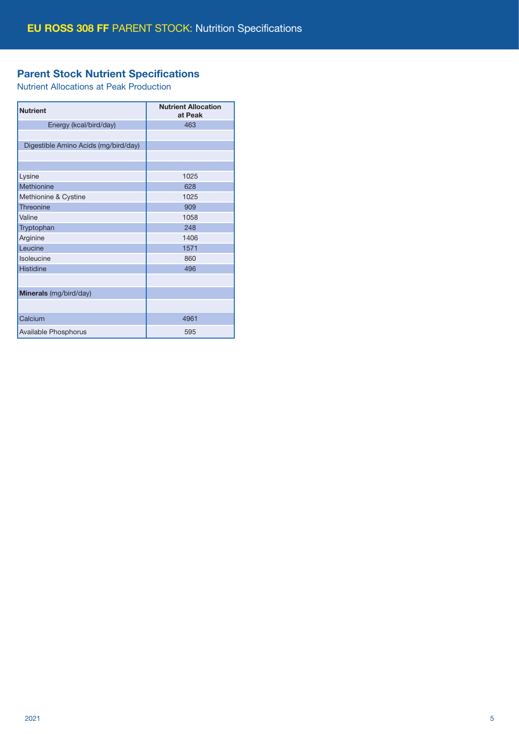# EU ROSS 308 FF PARENT STOCK: Nutrition Specifications

## Parent Stock Nutrient Specifications

Nutrient Allocations at Peak Production

| Nutrient | Nutrient Allocation at Peak |
|---|---|
| Energy (kcal/bird/day) | 463 |
| | |
| Digestible Amino Acids (mg/bird/day) | |
| | |
| | |
| Lysine | 1025 |
| Methionine | 628 |
| Methionine & Cystine | 1025 |
| Threonine | 909 |
| Valine | 1058 |
| Tryptophan | 248 |
| Arginine | 1406 |
| Leucine | 1571 |
| Isoleucine | 860 |
| Histidine | 496 |
| | |
| **Minerals** (mg/bird/day) | |
| | |
| Calcium | 4961 |
| Available Phosphorus | 595 |

2021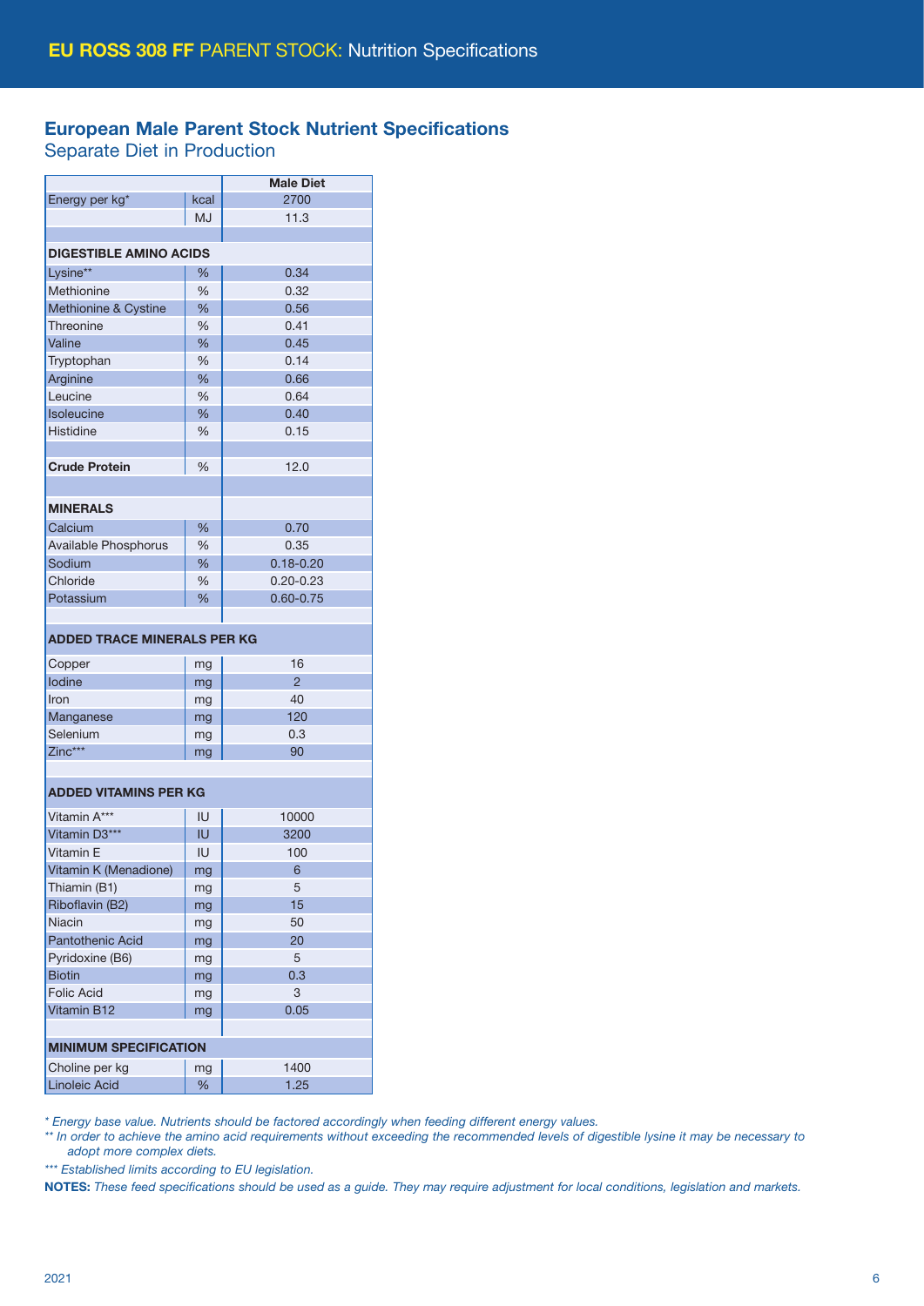# EU ROSS 308 FF PARENT STOCK: Nutrition Specifications

## European Male Parent Stock Nutrient Specifications

### Separate Diet in Production

| | | Male Diet |
|---|---|---|
| Energy per kg* | kcal | 2700 |
| | MJ | 11.3 |
| | | |
| **DIGESTIBLE AMINO ACIDS** | | |
| Lysine** | % | 0.34 |
| Methionine | % | 0.32 |
| Methionine & Cystine | % | 0.56 |
| Threonine | % | 0.41 |
| Valine | % | 0.45 |
| Tryptophan | % | 0.14 |
| Arginine | % | 0.66 |
| Leucine | % | 0.64 |
| Isoleucine | % | 0.40 |
| Histidine | % | 0.15 |
| | | |
| **Crude Protein** | % | 12.0 |
| | | |
| **MINERALS** | | |
| Calcium | % | 0.70 |
| Available Phosphorus | % | 0.35 |
| Sodium | % | 0.18-0.20 |
| Chloride | % | 0.20-0.23 |
| Potassium | % | 0.60-0.75 |
| | | |
| **ADDED TRACE MINERALS PER KG** | | |
| Copper | mg | 16 |
| Iodine | mg | 2 |
| Iron | mg | 40 |
| Manganese | mg | 120 |
| Selenium | mg | 0.3 |
| Zinc*** | mg | 90 |
| | | |
| **ADDED VITAMINS PER KG** | | |
| Vitamin A*** | IU | 10000 |
| Vitamin D3*** | IU | 3200 |
| Vitamin E | IU | 100 |
| Vitamin K (Menadione) | mg | 6 |
| Thiamin (B1) | mg | 5 |
| Riboflavin (B2) | mg | 15 |
| Niacin | mg | 50 |
| Pantothenic Acid | mg | 20 |
| Pyridoxine (B6) | mg | 5 |
| Biotin | mg | 0.3 |
| Folic Acid | mg | 3 |
| Vitamin B12 | mg | 0.05 |
| | | |
| **MINIMUM SPECIFICATION** | | |
| Choline per kg | mg | 1400 |
| Linoleic Acid | % | 1.25 |

*\* Energy base value. Nutrients should be factored accordingly when feeding different energy values.*

*\*\* In order to achieve the amino acid requirements without exceeding the recommended levels of digestible lysine it may be necessary to adopt more complex diets.*

*\*\*\* Established limits according to EU legislation.*

**NOTES:** *These feed specifications should be used as a guide. They may require adjustment for local conditions, legislation and markets.*

2021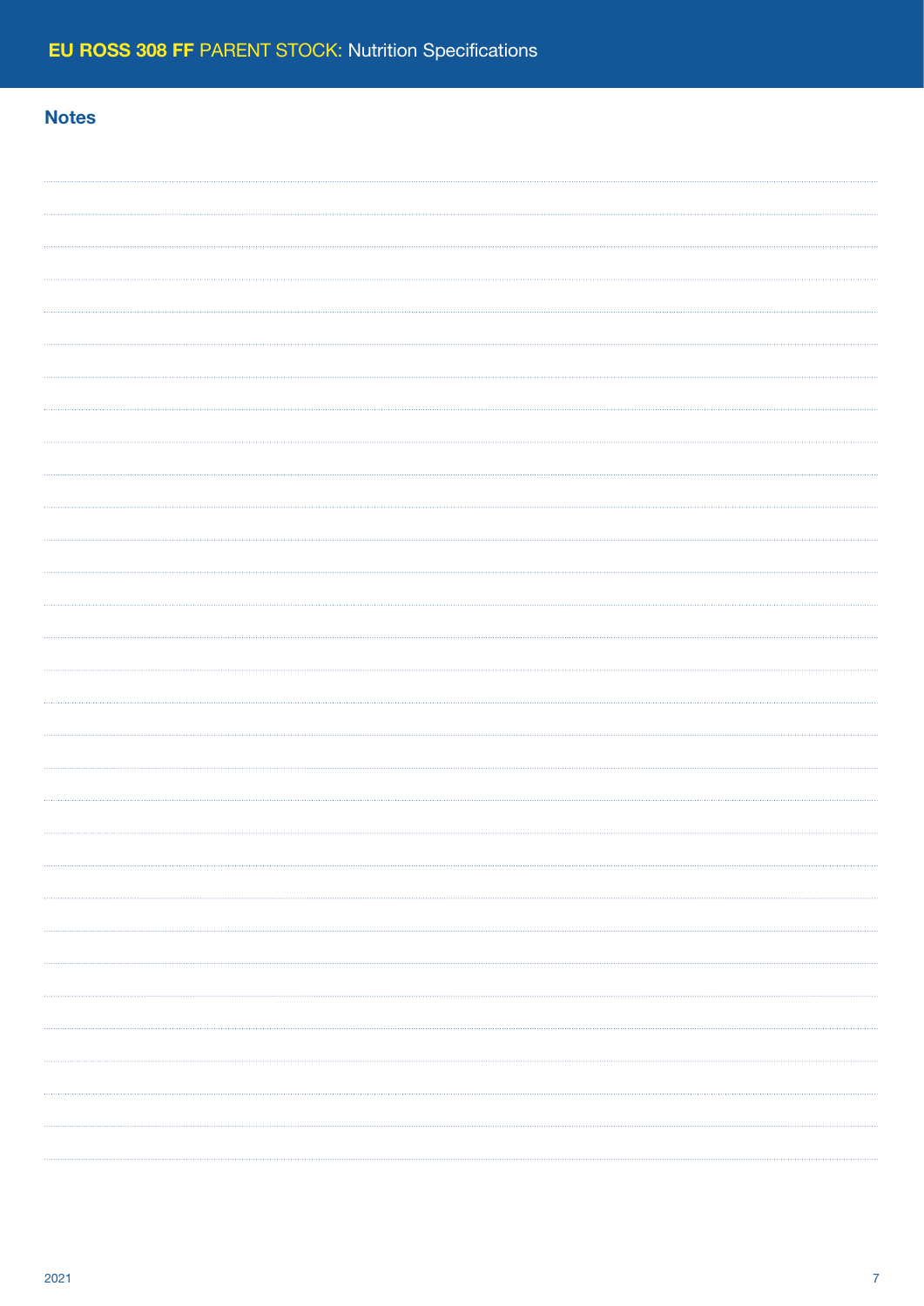## Notes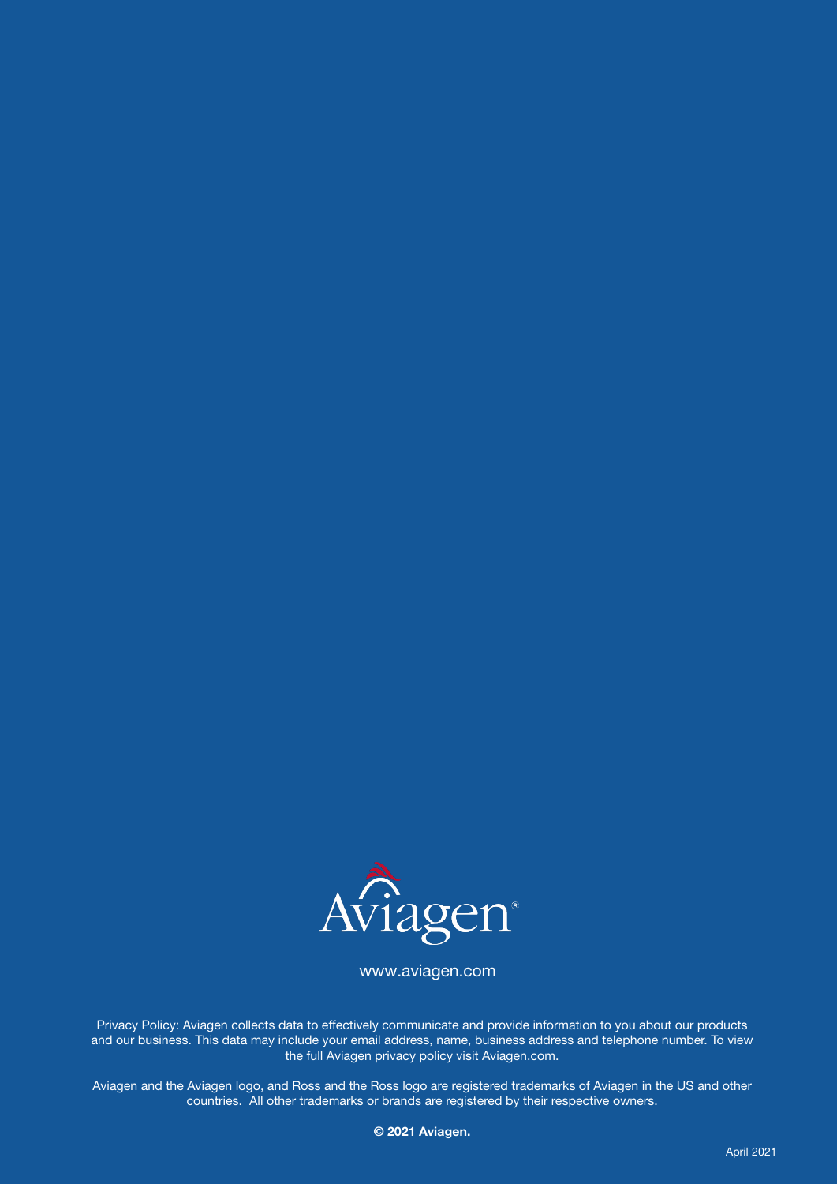Aviagen®

www.aviagen.com

Privacy Policy: Aviagen collects data to effectively communicate and provide information to you about our products and our business. This data may include your email address, name, business address and telephone number. To view the full Aviagen privacy policy visit Aviagen.com.

Aviagen and the Aviagen logo, and Ross and the Ross logo are registered trademarks of Aviagen in the US and other countries. All other trademarks or brands are registered by their respective owners.

**© 2021 Aviagen.**

April 2021